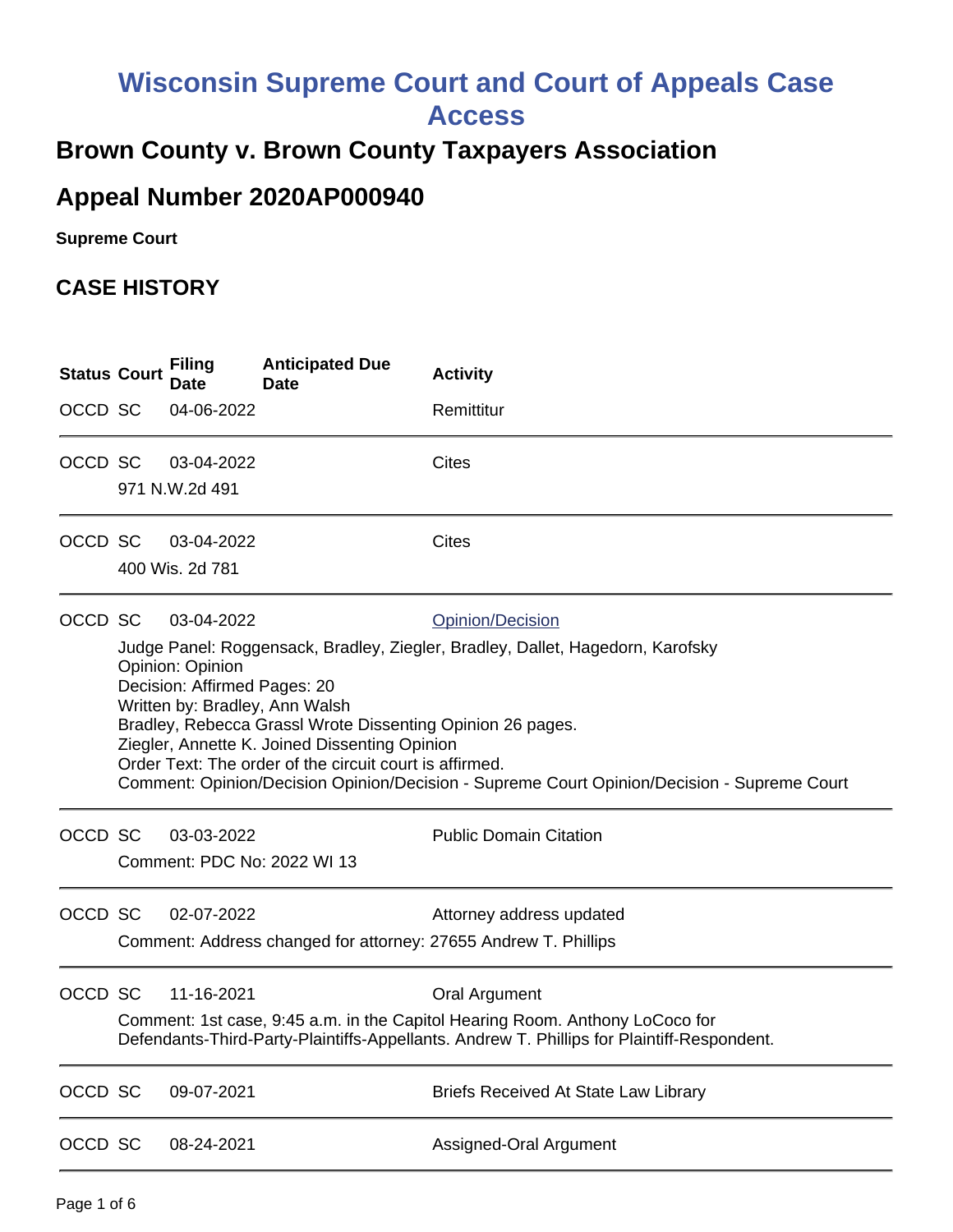# Wisconsin Supreme Court and Court of Appeals Case Access

## Brown County v. Brown County Taxpayers Association

## Appeal Number 2020AP000940

**Supreme Court**

## CASE HISTORY

| Status | Court | Filing Date | Anticipated Due Date | Activity |
|---|---|---|---|---|
| OCCD | SC | 04-06-2022 | | Remittitur |
| OCCD | SC | 03-04-2022 | | Cites |
| | 971 N.W.2d 491 | | | |
| OCCD | SC | 03-04-2022 | | Cites |
| | 400 Wis. 2d 781 | | | |
| OCCD | SC | 03-04-2022 | | Opinion/Decision |
| | Judge Panel: Roggensack, Bradley, Ziegler, Bradley, Dallet, Hagedorn, Karofsky<br>Opinion: Opinion<br>Decision: Affirmed Pages: 20<br>Written by: Bradley, Ann Walsh<br>Bradley, Rebecca Grassl Wrote Dissenting Opinion 26 pages.<br>Ziegler, Annette K. Joined Dissenting Opinion<br>Order Text: The order of the circuit court is affirmed.<br>Comment: Opinion/Decision Opinion/Decision - Supreme Court Opinion/Decision - Supreme Court | | | |
| OCCD | SC | 03-03-2022 | | Public Domain Citation |
| | Comment: PDC No: 2022 WI 13 | | | |
| OCCD | SC | 02-07-2022 | | Attorney address updated |
| | Comment: Address changed for attorney: 27655 Andrew T. Phillips | | | |
| OCCD | SC | 11-16-2021 | | Oral Argument |
| | Comment: 1st case, 9:45 a.m. in the Capitol Hearing Room. Anthony LoCoco for Defendants-Third-Party-Plaintiffs-Appellants. Andrew T. Phillips for Plaintiff-Respondent. | | | |
| OCCD | SC | 09-07-2021 | | Briefs Received At State Law Library |
| OCCD | SC | 08-24-2021 | | Assigned-Oral Argument |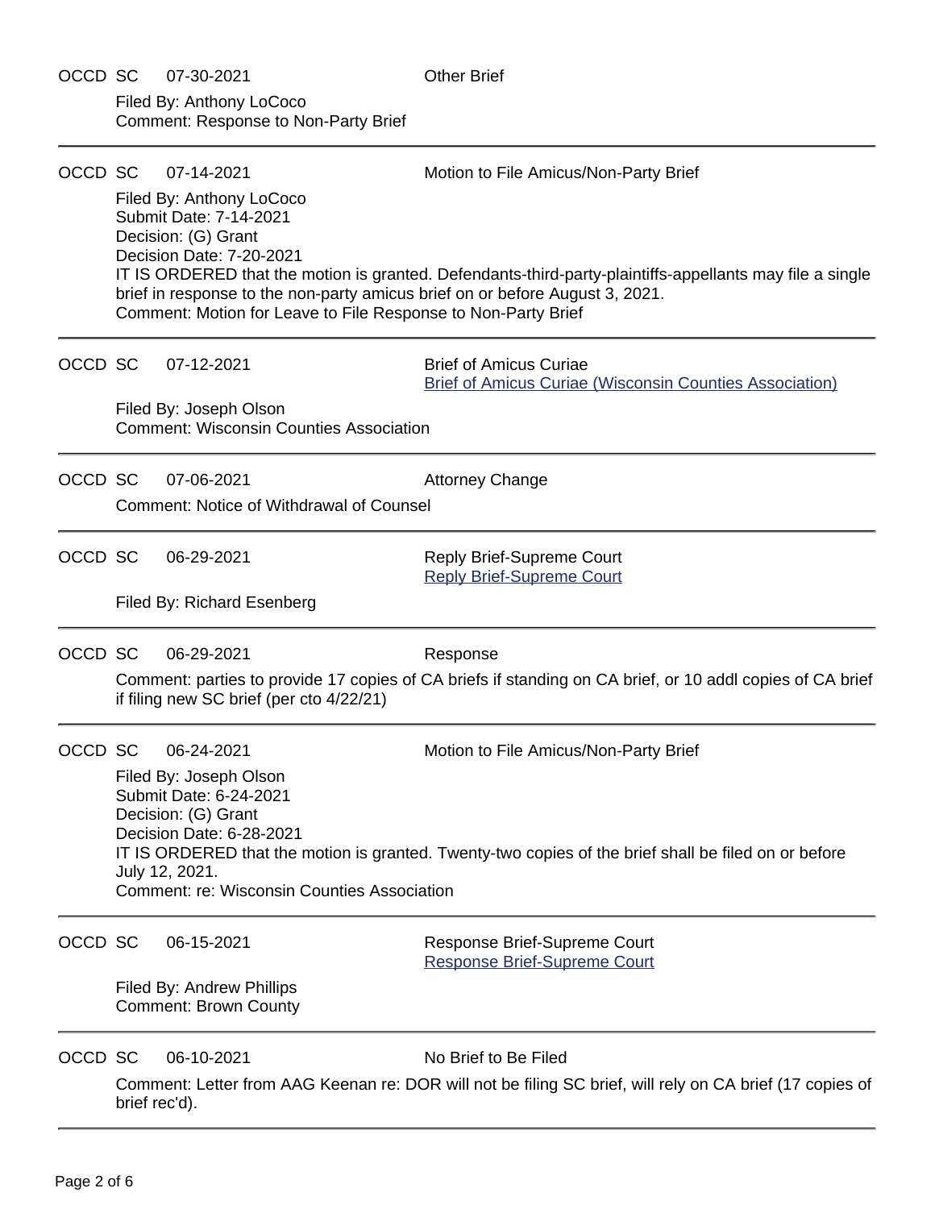OCCD SC 07-30-2021 Other Brief

Filed By: Anthony LoCoco
Comment: Response to Non-Party Brief

---

OCCD SC 07-14-2021 Motion to File Amicus/Non-Party Brief

Filed By: Anthony LoCoco
Submit Date: 7-14-2021
Decision: (G) Grant
Decision Date: 7-20-2021
IT IS ORDERED that the motion is granted. Defendants-third-party-plaintiffs-appellants may file a single brief in response to the non-party amicus brief on or before August 3, 2021.
Comment: Motion for Leave to File Response to Non-Party Brief

---

OCCD SC 07-12-2021 Brief of Amicus Curiae
Brief of Amicus Curiae (Wisconsin Counties Association)

Filed By: Joseph Olson
Comment: Wisconsin Counties Association

---

OCCD SC 07-06-2021 Attorney Change

Comment: Notice of Withdrawal of Counsel

---

OCCD SC 06-29-2021 Reply Brief-Supreme Court
Reply Brief-Supreme Court

Filed By: Richard Esenberg

---

OCCD SC 06-29-2021 Response

Comment: parties to provide 17 copies of CA briefs if standing on CA brief, or 10 addl copies of CA brief if filing new SC brief (per cto 4/22/21)

---

OCCD SC 06-24-2021 Motion to File Amicus/Non-Party Brief

Filed By: Joseph Olson
Submit Date: 6-24-2021
Decision: (G) Grant
Decision Date: 6-28-2021
IT IS ORDERED that the motion is granted. Twenty-two copies of the brief shall be filed on or before July 12, 2021.
Comment: re: Wisconsin Counties Association

---

OCCD SC 06-15-2021 Response Brief-Supreme Court
Response Brief-Supreme Court

Filed By: Andrew Phillips
Comment: Brown County

---

OCCD SC 06-10-2021 No Brief to Be Filed

Comment: Letter from AAG Keenan re: DOR will not be filing SC brief, will rely on CA brief (17 copies of brief rec'd).

---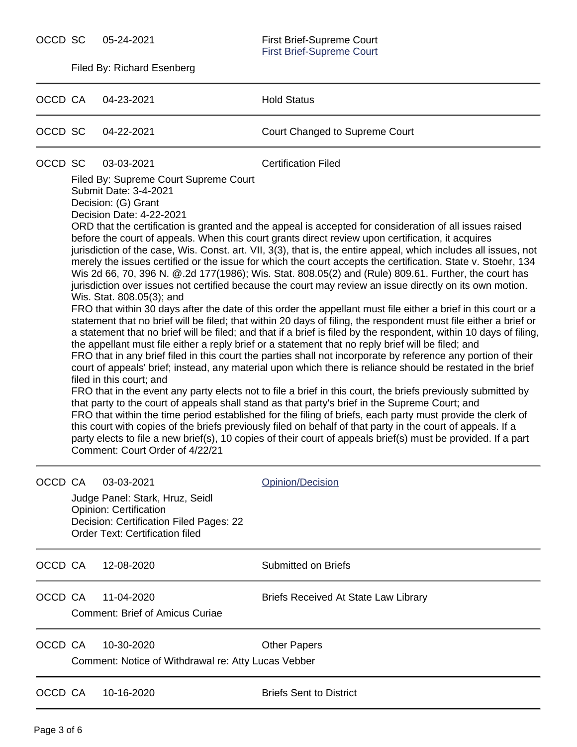OCCD SC 05-24-2021 First Brief-Supreme Court
[First Brief-Supreme Court]

Filed By: Richard Esenberg

---

OCCD CA 04-23-2021 Hold Status

---

OCCD SC 04-22-2021 Court Changed to Supreme Court

---

OCCD SC 03-03-2021 Certification Filed

Filed By: Supreme Court Supreme Court
Submit Date: 3-4-2021
Decision: (G) Grant
Decision Date: 4-22-2021
ORD that the certification is granted and the appeal is accepted for consideration of all issues raised before the court of appeals. When this court grants direct review upon certification, it acquires jurisdiction of the case, Wis. Const. art. VII, 3(3), that is, the entire appeal, which includes all issues, not merely the issues certified or the issue for which the court accepts the certification. State v. Stoehr, 134 Wis 2d 66, 70, 396 N. @.2d 177(1986); Wis. Stat. 808.05(2) and (Rule) 809.61. Further, the court has jurisdiction over issues not certified because the court may review an issue directly on its own motion. Wis. Stat. 808.05(3); and
FRO that within 30 days after the date of this order the appellant must file either a brief in this court or a statement that no brief will be filed; that within 20 days of filing, the respondent must file either a brief or a statement that no brief will be filed; and that if a brief is filed by the respondent, within 10 days of filing, the appellant must file either a reply brief or a statement that no reply brief will be filed; and
FRO that in any brief filed in this court the parties shall not incorporate by reference any portion of their court of appeals' brief; instead, any material upon which there is reliance should be restated in the brief filed in this court; and
FRO that in the event any party elects not to file a brief in this court, the briefs previously submitted by that party to the court of appeals shall stand as that party's brief in the Supreme Court; and
FRO that within the time period established for the filing of briefs, each party must provide the clerk of this court with copies of the briefs previously filed on behalf of that party in the court of appeals. If a party elects to file a new brief(s), 10 copies of their court of appeals brief(s) must be provided. If a part
Comment: Court Order of 4/22/21

---

OCCD CA 03-03-2021 [Opinion/Decision]

Judge Panel: Stark, Hruz, Seidl
Opinion: Certification
Decision: Certification Filed Pages: 22
Order Text: Certification filed

---

OCCD CA 12-08-2020 Submitted on Briefs

---

OCCD CA 11-04-2020 Briefs Received At State Law Library

Comment: Brief of Amicus Curiae

---

OCCD CA 10-30-2020 Other Papers

Comment: Notice of Withdrawal re: Atty Lucas Vebber

---

OCCD CA 10-16-2020 Briefs Sent to District

---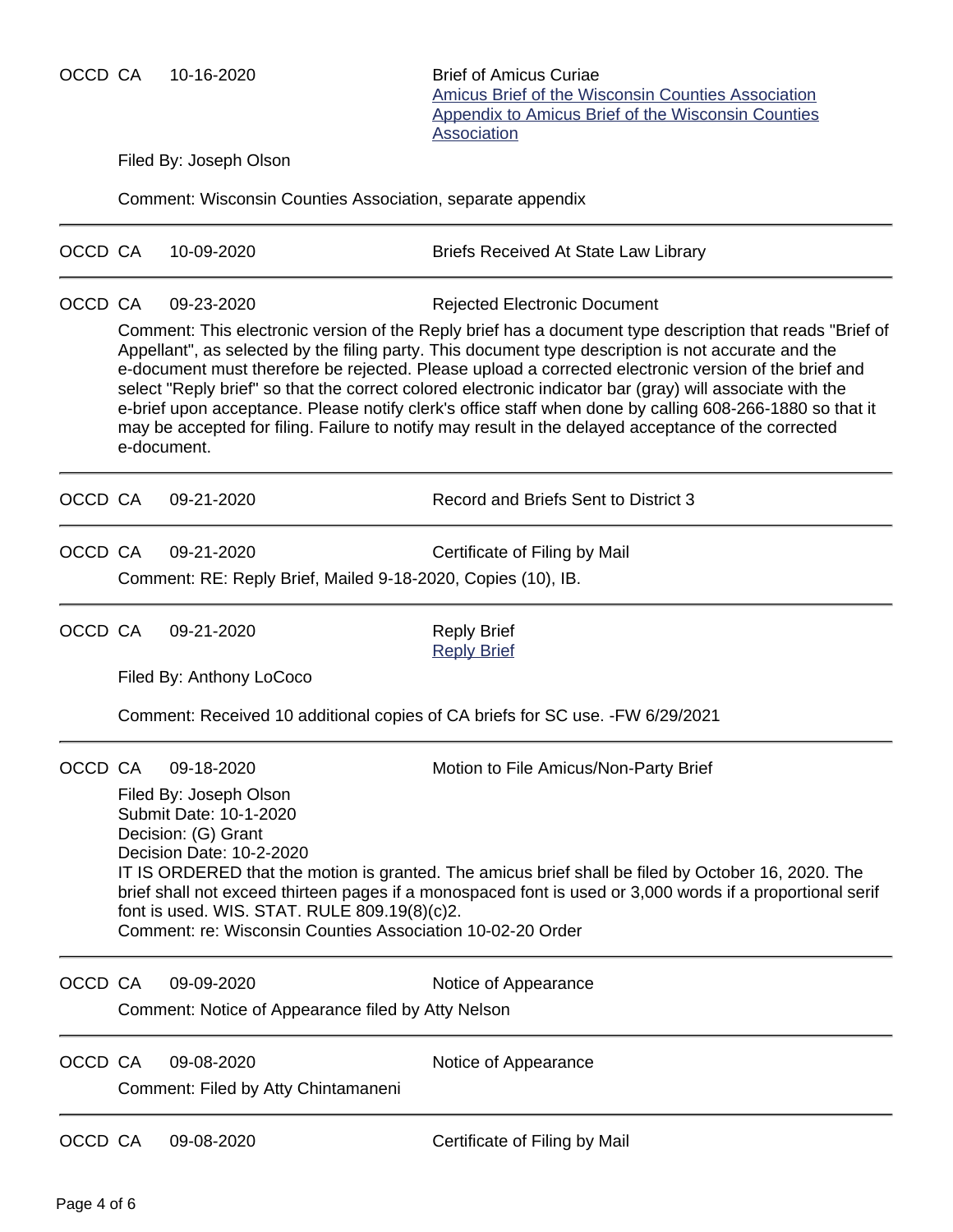OCCD CA 10-16-2020 Brief of Amicus Curiae
[Amicus Brief of the Wisconsin Counties Association](#)
[Appendix to Amicus Brief of the Wisconsin Counties Association](#)

Filed By: Joseph Olson

Comment: Wisconsin Counties Association, separate appendix

---

OCCD CA 10-09-2020 Briefs Received At State Law Library

---

OCCD CA 09-23-2020 Rejected Electronic Document

Comment: This electronic version of the Reply brief has a document type description that reads "Brief of Appellant", as selected by the filing party. This document type description is not accurate and the e-document must therefore be rejected. Please upload a corrected electronic version of the brief and select "Reply brief" so that the correct colored electronic indicator bar (gray) will associate with the e-brief upon acceptance. Please notify clerk's office staff when done by calling 608-266-1880 so that it may be accepted for filing. Failure to notify may result in the delayed acceptance of the corrected e-document.

---

OCCD CA 09-21-2020 Record and Briefs Sent to District 3

---

OCCD CA 09-21-2020 Certificate of Filing by Mail

Comment: RE: Reply Brief, Mailed 9-18-2020, Copies (10), IB.

---

OCCD CA 09-21-2020 Reply Brief
[Reply Brief](#)

Filed By: Anthony LoCoco

Comment: Received 10 additional copies of CA briefs for SC use. -FW 6/29/2021

---

OCCD CA 09-18-2020 Motion to File Amicus/Non-Party Brief

Filed By: Joseph Olson
Submit Date: 10-1-2020
Decision: (G) Grant
Decision Date: 10-2-2020
IT IS ORDERED that the motion is granted. The amicus brief shall be filed by October 16, 2020. The brief shall not exceed thirteen pages if a monospaced font is used or 3,000 words if a proportional serif font is used. WIS. STAT. RULE 809.19(8)(c)2.
Comment: re: Wisconsin Counties Association 10-02-20 Order

---

OCCD CA 09-09-2020 Notice of Appearance

Comment: Notice of Appearance filed by Atty Nelson

---

OCCD CA 09-08-2020 Notice of Appearance

Comment: Filed by Atty Chintamaneni

---

OCCD CA 09-08-2020 Certificate of Filing by Mail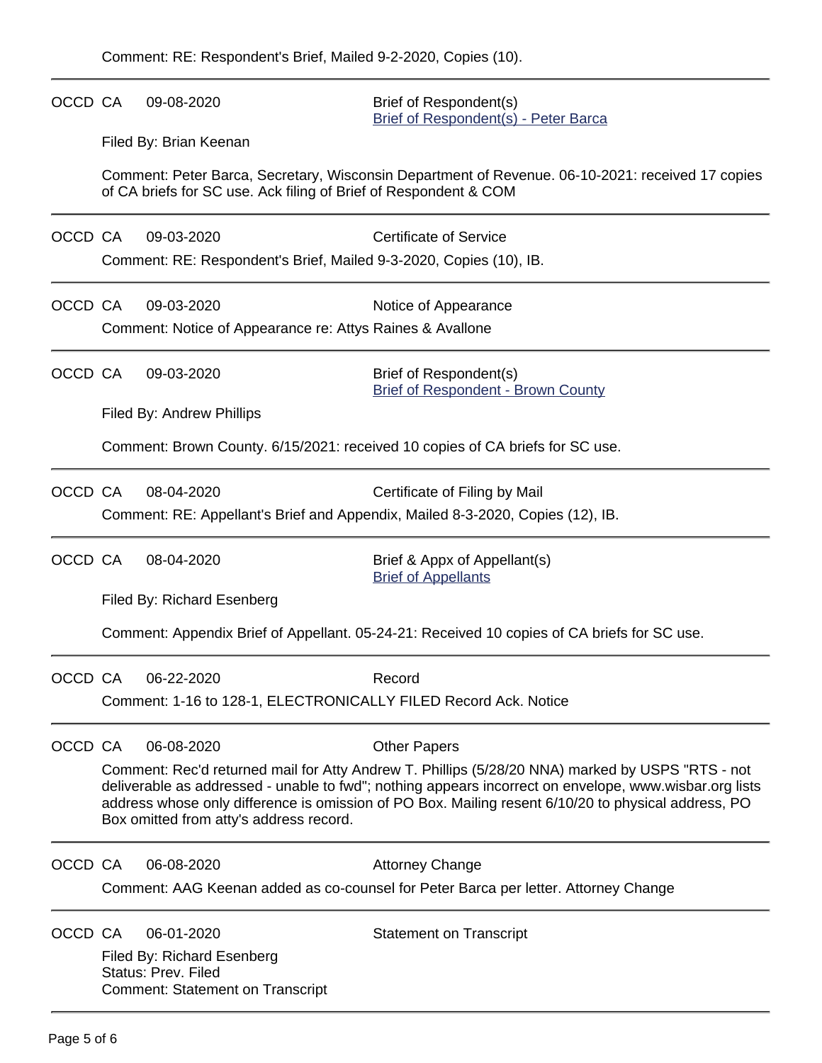Comment: RE: Respondent's Brief, Mailed 9-2-2020, Copies (10).

---

OCCD CA 09-08-2020 Brief of Respondent(s)
Brief of Respondent(s) - Peter Barca

Filed By: Brian Keenan

Comment: Peter Barca, Secretary, Wisconsin Department of Revenue. 06-10-2021: received 17 copies of CA briefs for SC use. Ack filing of Brief of Respondent & COM

---

OCCD CA 09-03-2020 Certificate of Service

Comment: RE: Respondent's Brief, Mailed 9-3-2020, Copies (10), IB.

---

OCCD CA 09-03-2020 Notice of Appearance

Comment: Notice of Appearance re: Attys Raines & Avallone

---

OCCD CA 09-03-2020 Brief of Respondent(s)
Brief of Respondent - Brown County

Filed By: Andrew Phillips

Comment: Brown County. 6/15/2021: received 10 copies of CA briefs for SC use.

---

OCCD CA 08-04-2020 Certificate of Filing by Mail

Comment: RE: Appellant's Brief and Appendix, Mailed 8-3-2020, Copies (12), IB.

---

OCCD CA 08-04-2020 Brief & Appx of Appellant(s)
Brief of Appellants

Filed By: Richard Esenberg

Comment: Appendix Brief of Appellant. 05-24-21: Received 10 copies of CA briefs for SC use.

---

OCCD CA 06-22-2020 Record

Comment: 1-16 to 128-1, ELECTRONICALLY FILED Record Ack. Notice

---

OCCD CA 06-08-2020 Other Papers

Comment: Rec'd returned mail for Atty Andrew T. Phillips (5/28/20 NNA) marked by USPS "RTS - not deliverable as addressed - unable to fwd"; nothing appears incorrect on envelope, www.wisbar.org lists address whose only difference is omission of PO Box. Mailing resent 6/10/20 to physical address, PO Box omitted from atty's address record.

---

OCCD CA 06-08-2020 Attorney Change

Comment: AAG Keenan added as co-counsel for Peter Barca per letter. Attorney Change

---

OCCD CA 06-01-2020 Statement on Transcript

Filed By: Richard Esenberg
Status: Prev. Filed
Comment: Statement on Transcript

---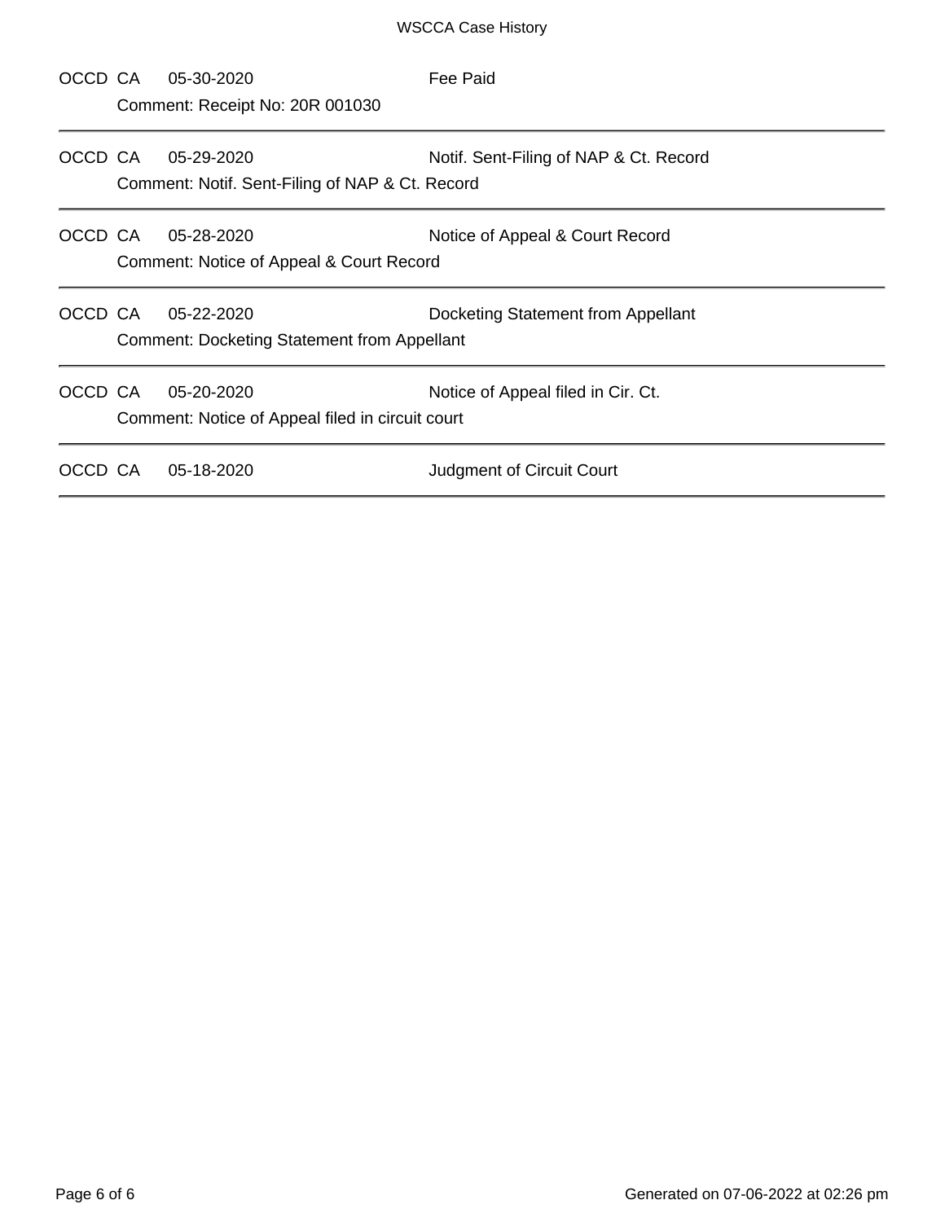| | | | |
|---|---|---|---|
| OCCD | CA | 05-30-2020 | Fee Paid |
| | Comment: Receipt No: 20R 001030 | | |
| OCCD | CA | 05-29-2020 | Notif. Sent-Filing of NAP & Ct. Record |
| | Comment: Notif. Sent-Filing of NAP & Ct. Record | | |
| OCCD | CA | 05-28-2020 | Notice of Appeal & Court Record |
| | Comment: Notice of Appeal & Court Record | | |
| OCCD | CA | 05-22-2020 | Docketing Statement from Appellant |
| | Comment: Docketing Statement from Appellant | | |
| OCCD | CA | 05-20-2020 | Notice of Appeal filed in Cir. Ct. |
| | Comment: Notice of Appeal filed in circuit court | | |
| OCCD | CA | 05-18-2020 | Judgment of Circuit Court |